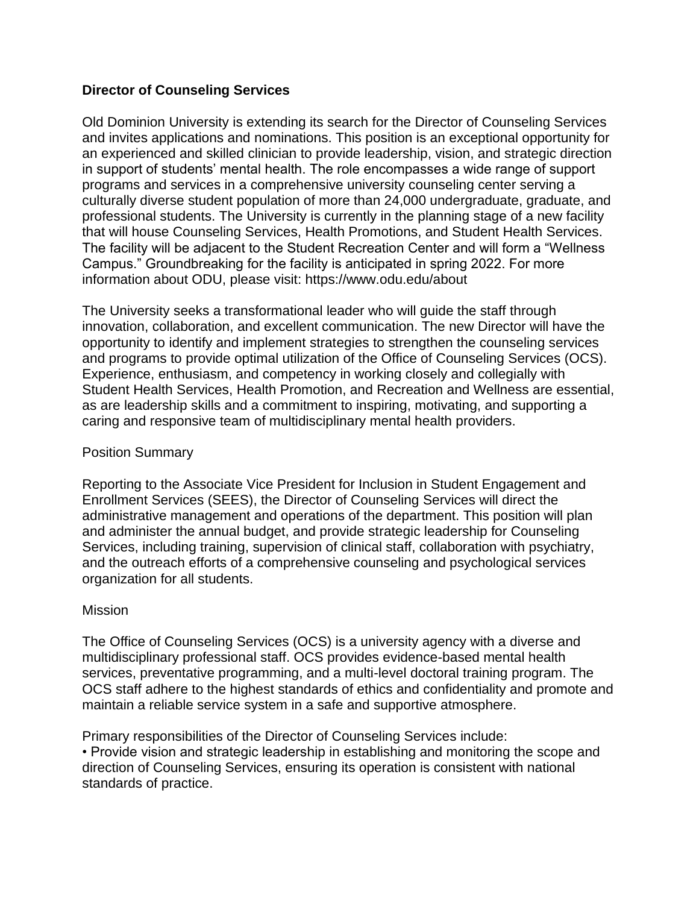**Director of Counseling Services**

Old Dominion University is extending its search for the Director of Counseling Services and invites applications and nominations. This position is an exceptional opportunity for an experienced and skilled clinician to provide leadership, vision, and strategic direction in support of students' mental health. The role encompasses a wide range of support programs and services in a comprehensive university counseling center serving a culturally diverse student population of more than 24,000 undergraduate, graduate, and professional students. The University is currently in the planning stage of a new facility that will house Counseling Services, Health Promotions, and Student Health Services. The facility will be adjacent to the Student Recreation Center and will form a "Wellness Campus." Groundbreaking for the facility is anticipated in spring 2022. For more information about ODU, please visit: https://www.odu.edu/about

The University seeks a transformational leader who will guide the staff through innovation, collaboration, and excellent communication. The new Director will have the opportunity to identify and implement strategies to strengthen the counseling services and programs to provide optimal utilization of the Office of Counseling Services (OCS). Experience, enthusiasm, and competency in working closely and collegially with Student Health Services, Health Promotion, and Recreation and Wellness are essential, as are leadership skills and a commitment to inspiring, motivating, and supporting a caring and responsive team of multidisciplinary mental health providers.

Position Summary

Reporting to the Associate Vice President for Inclusion in Student Engagement and Enrollment Services (SEES), the Director of Counseling Services will direct the administrative management and operations of the department. This position will plan and administer the annual budget, and provide strategic leadership for Counseling Services, including training, supervision of clinical staff, collaboration with psychiatry, and the outreach efforts of a comprehensive counseling and psychological services organization for all students.

Mission

The Office of Counseling Services (OCS) is a university agency with a diverse and multidisciplinary professional staff. OCS provides evidence-based mental health services, preventative programming, and a multi-level doctoral training program. The OCS staff adhere to the highest standards of ethics and confidentiality and promote and maintain a reliable service system in a safe and supportive atmosphere.

Primary responsibilities of the Director of Counseling Services include:

- Provide vision and strategic leadership in establishing and monitoring the scope and direction of Counseling Services, ensuring its operation is consistent with national standards of practice.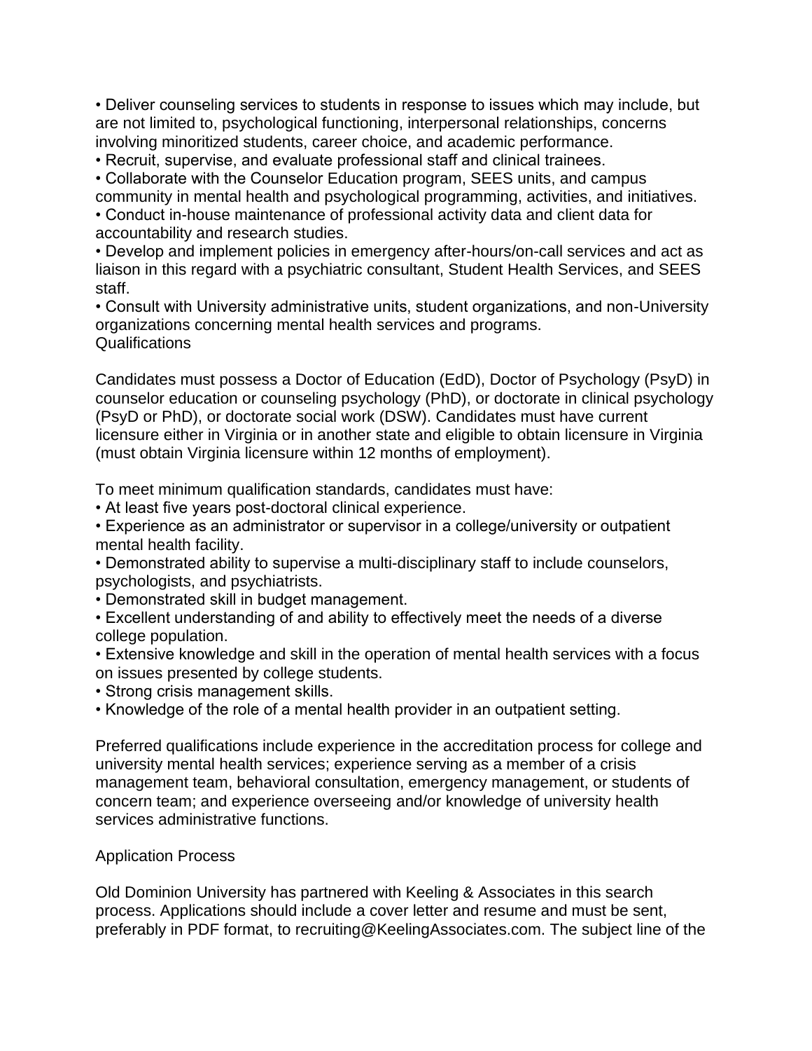- Deliver counseling services to students in response to issues which may include, but are not limited to, psychological functioning, interpersonal relationships, concerns involving minoritized students, career choice, and academic performance.
- Recruit, supervise, and evaluate professional staff and clinical trainees.
- Collaborate with the Counselor Education program, SEES units, and campus community in mental health and psychological programming, activities, and initiatives.
- Conduct in-house maintenance of professional activity data and client data for accountability and research studies.
- Develop and implement policies in emergency after-hours/on-call services and act as liaison in this regard with a psychiatric consultant, Student Health Services, and SEES staff.
- Consult with University administrative units, student organizations, and non-University organizations concerning mental health services and programs.

## Qualifications

Candidates must possess a Doctor of Education (EdD), Doctor of Psychology (PsyD) in counselor education or counseling psychology (PhD), or doctorate in clinical psychology (PsyD or PhD), or doctorate social work (DSW). Candidates must have current licensure either in Virginia or in another state and eligible to obtain licensure in Virginia (must obtain Virginia licensure within 12 months of employment).

To meet minimum qualification standards, candidates must have:

- At least five years post-doctoral clinical experience.
- Experience as an administrator or supervisor in a college/university or outpatient mental health facility.
- Demonstrated ability to supervise a multi-disciplinary staff to include counselors, psychologists, and psychiatrists.
- Demonstrated skill in budget management.
- Excellent understanding of and ability to effectively meet the needs of a diverse college population.
- Extensive knowledge and skill in the operation of mental health services with a focus on issues presented by college students.
- Strong crisis management skills.
- Knowledge of the role of a mental health provider in an outpatient setting.

Preferred qualifications include experience in the accreditation process for college and university mental health services; experience serving as a member of a crisis management team, behavioral consultation, emergency management, or students of concern team; and experience overseeing and/or knowledge of university health services administrative functions.

## Application Process

Old Dominion University has partnered with Keeling & Associates in this search process. Applications should include a cover letter and resume and must be sent, preferably in PDF format, to recruiting@KeelingAssociates.com. The subject line of the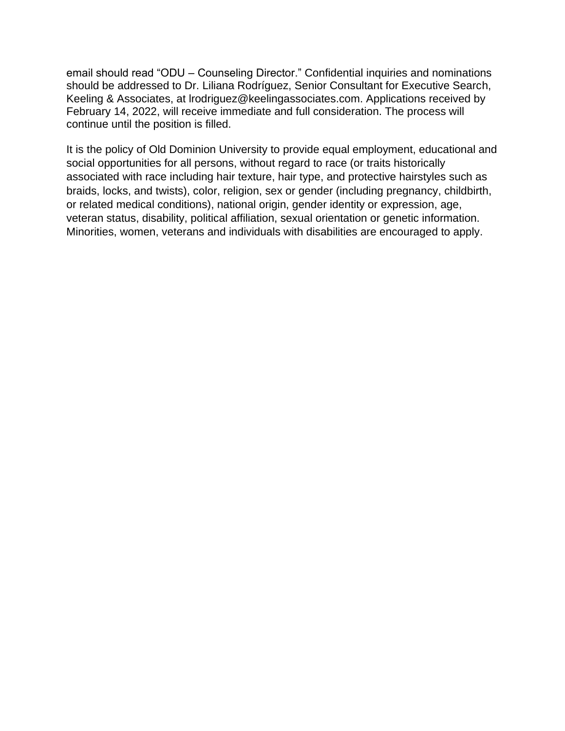email should read "ODU – Counseling Director." Confidential inquiries and nominations should be addressed to Dr. Liliana Rodríguez, Senior Consultant for Executive Search, Keeling & Associates, at lrodriguez@keelingassociates.com. Applications received by February 14, 2022, will receive immediate and full consideration. The process will continue until the position is filled.

It is the policy of Old Dominion University to provide equal employment, educational and social opportunities for all persons, without regard to race (or traits historically associated with race including hair texture, hair type, and protective hairstyles such as braids, locks, and twists), color, religion, sex or gender (including pregnancy, childbirth, or related medical conditions), national origin, gender identity or expression, age, veteran status, disability, political affiliation, sexual orientation or genetic information. Minorities, women, veterans and individuals with disabilities are encouraged to apply.